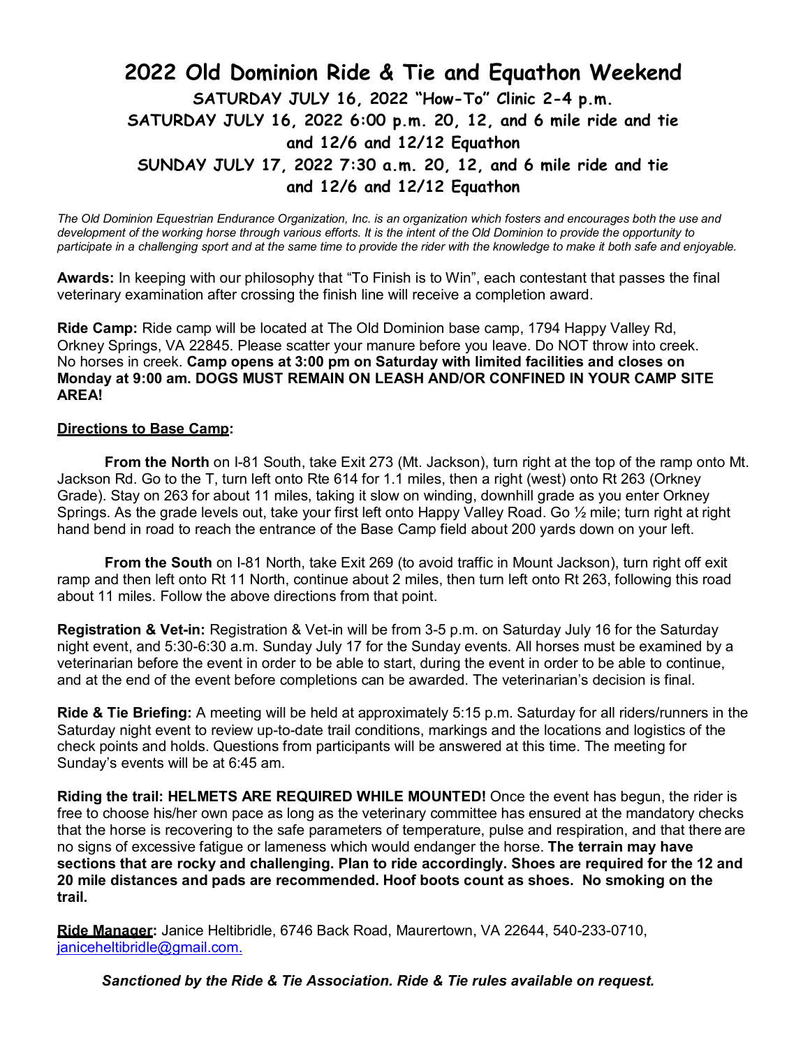# 2022 Old Dominion Ride & Tie and Equathon Weekend

## SATURDAY JULY 16, 2022 "How-To" Clinic 2-4 p.m.

## SATURDAY JULY 16, 2022 6:00 p.m. 20, 12, and 6 mile ride and tie and 12/6 and 12/12 Equathon

## SUNDAY JULY 17, 2022 7:30 a.m. 20, 12, and 6 mile ride and tie and 12/6 and 12/12 Equathon

*The Old Dominion Equestrian Endurance Organization, Inc. is an organization which fosters and encourages both the use and development of the working horse through various efforts. It is the intent of the Old Dominion to provide the opportunity to participate in a challenging sport and at the same time to provide the rider with the knowledge to make it both safe and enjoyable.*

**Awards:** In keeping with our philosophy that "To Finish is to Win", each contestant that passes the final veterinary examination after crossing the finish line will receive a completion award.

**Ride Camp:** Ride camp will be located at The Old Dominion base camp, 1794 Happy Valley Rd, Orkney Springs, VA 22845. Please scatter your manure before you leave. Do NOT throw into creek. No horses in creek. **Camp opens at 3:00 pm on Saturday with limited facilities and closes on Monday at 9:00 am. DOGS MUST REMAIN ON LEASH AND/OR CONFINED IN YOUR CAMP SITE AREA!**

**Directions to Base Camp:**

**From the North** on I-81 South, take Exit 273 (Mt. Jackson), turn right at the top of the ramp onto Mt. Jackson Rd. Go to the T, turn left onto Rte 614 for 1.1 miles, then a right (west) onto Rt 263 (Orkney Grade). Stay on 263 for about 11 miles, taking it slow on winding, downhill grade as you enter Orkney Springs. As the grade levels out, take your first left onto Happy Valley Road. Go ½ mile; turn right at right hand bend in road to reach the entrance of the Base Camp field about 200 yards down on your left.

**From the South** on I-81 North, take Exit 269 (to avoid traffic in Mount Jackson), turn right off exit ramp and then left onto Rt 11 North, continue about 2 miles, then turn left onto Rt 263, following this road about 11 miles. Follow the above directions from that point.

**Registration & Vet-in:** Registration & Vet-in will be from 3-5 p.m. on Saturday July 16 for the Saturday night event, and 5:30-6:30 a.m. Sunday July 17 for the Sunday events. All horses must be examined by a veterinarian before the event in order to be able to start, during the event in order to be able to continue, and at the end of the event before completions can be awarded. The veterinarian's decision is final.

**Ride & Tie Briefing:** A meeting will be held at approximately 5:15 p.m. Saturday for all riders/runners in the Saturday night event to review up-to-date trail conditions, markings and the locations and logistics of the check points and holds. Questions from participants will be answered at this time. The meeting for Sunday's events will be at 6:45 am.

**Riding the trail: HELMETS ARE REQUIRED WHILE MOUNTED!** Once the event has begun, the rider is free to choose his/her own pace as long as the veterinary committee has ensured at the mandatory checks that the horse is recovering to the safe parameters of temperature, pulse and respiration, and that there are no signs of excessive fatigue or lameness which would endanger the horse. **The terrain may have sections that are rocky and challenging. Plan to ride accordingly. Shoes are required for the 12 and 20 mile distances and pads are recommended. Hoof boots count as shoes. No smoking on the trail.**

**Ride Manager:** Janice Heltibridle, 6746 Back Road, Maurertown, VA 22644, 540-233-0710, janiceheltibridle@gmail.com.

***Sanctioned by the Ride & Tie Association. Ride & Tie rules available on request.***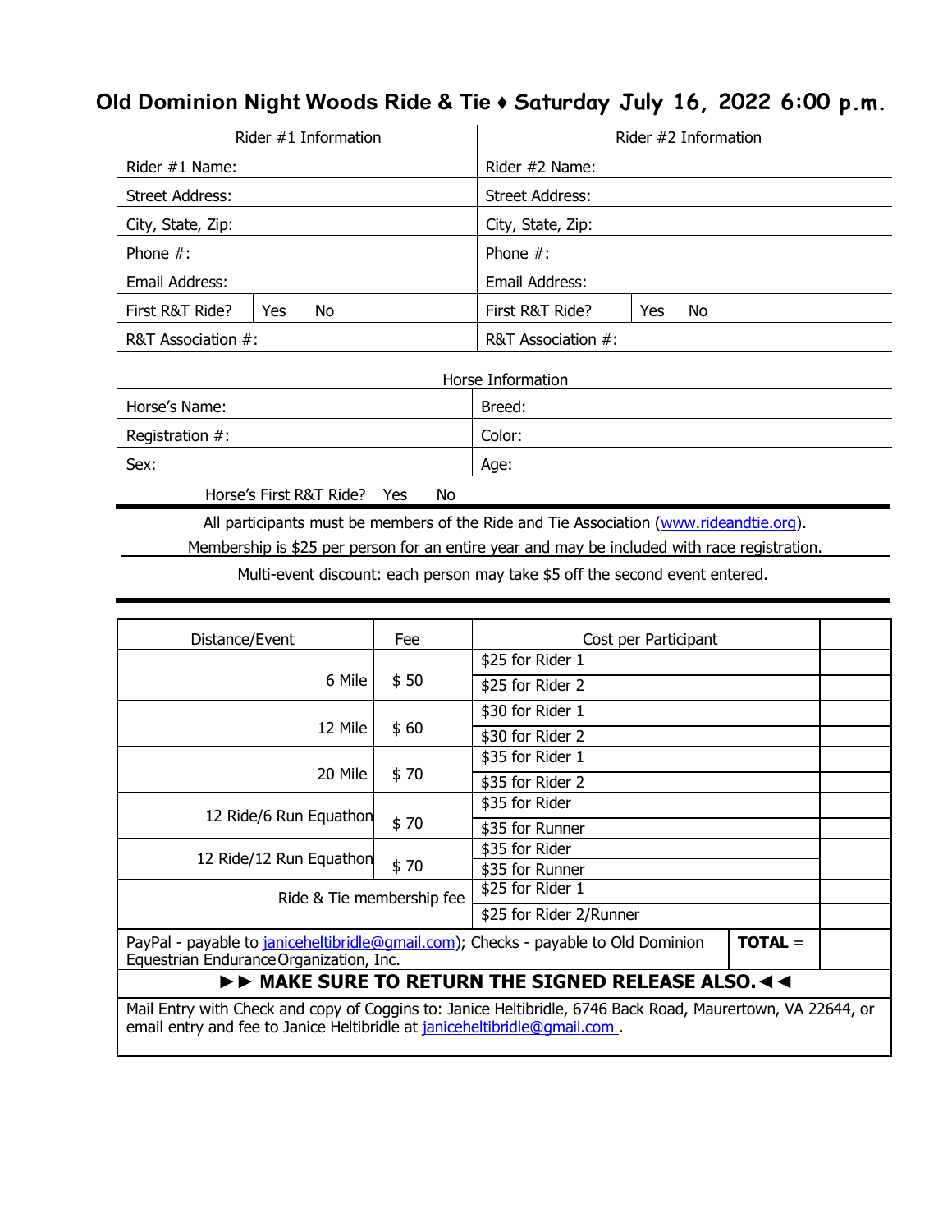# Old Dominion Night Woods Ride & Tie ♦ Saturday July 16, 2022 6:00 p.m.

| Rider #1 Information | | | Rider #2 Information | | |
|---|---|---|---|---|---|
| Rider #1 Name: | | | Rider #2 Name: | | |
| Street Address: | | | Street Address: | | |
| City, State, Zip: | | | City, State, Zip: | | |
| Phone #: | | | Phone #: | | |
| Email Address: | | | Email Address: | | |
| First R&T Ride? | Yes | No | First R&T Ride? | Yes | No |
| R&T Association #: | | | R&T Association #: | | |

| Horse Information | |
|---|---|
| Horse's Name: | Breed: |
| Registration #: | Color: |
| Sex: | Age: |

Horse's First R&T Ride? Yes No

All participants must be members of the Ride and Tie Association (www.rideandtie.org).
Membership is $25 per person for an entire year and may be included with race registration.

Multi-event discount: each person may take $5 off the second event entered.

| Distance/Event | Fee | Cost per Participant | |
|---|---|---|---|
| 6 Mile | $ 50 | $25 for Rider 1 | |
| | | $25 for Rider 2 | |
| 12 Mile | $ 60 | $30 for Rider 1 | |
| | | $30 for Rider 2 | |
| 20 Mile | $ 70 | $35 for Rider 1 | |
| | | $35 for Rider 2 | |
| 12 Ride/6 Run Equathon | $ 70 | $35 for Rider | |
| | | $35 for Runner | |
| 12 Ride/12 Run Equathon | $ 70 | $35 for Rider | |
| | | $35 for Runner | |
| Ride & Tie membership fee | | $25 for Rider 1 | |
| | | $25 for Rider 2/Runner | |
| PayPal - payable to janiceheltibridle@gmail.com); Checks - payable to Old Dominion Equestrian Endurance Organization, Inc. | | **TOTAL** = | |

**►► MAKE SURE TO RETURN THE SIGNED RELEASE ALSO.◄◄**

Mail Entry with Check and copy of Coggins to: Janice Heltibridle, 6746 Back Road, Maurertown, VA 22644, or email entry and fee to Janice Heltibridle at janiceheltibridle@gmail.com .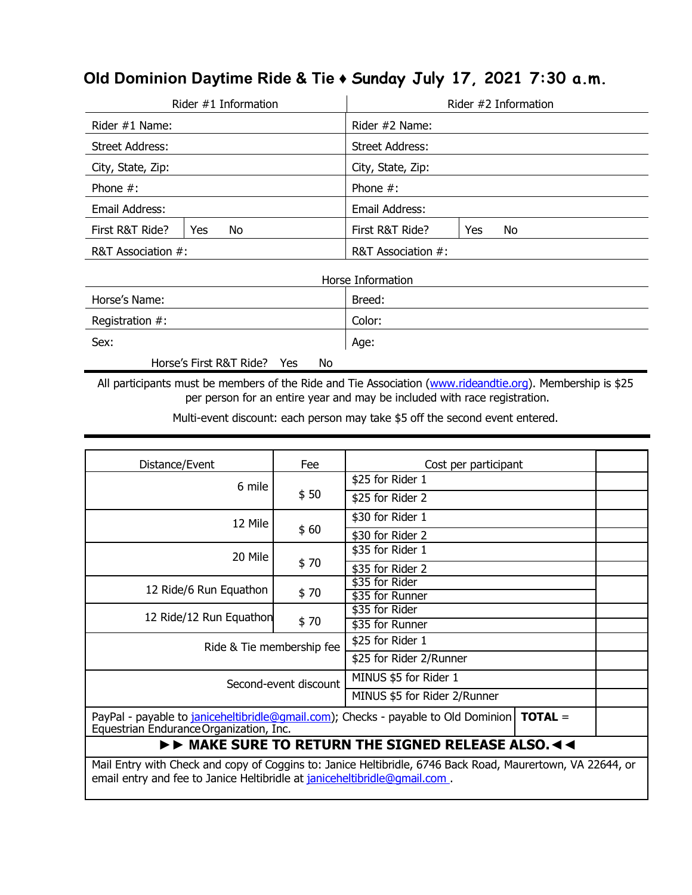# Old Dominion Daytime Ride & Tie ♦ Sunday July 17, 2021 7:30 a.m.

| Rider #1 Information | | Rider #2 Information | |
|---|---|---|---|
| Rider #1 Name: | | Rider #2 Name: | |
| Street Address: | | Street Address: | |
| City, State, Zip: | | City, State, Zip: | |
| Phone #: | | Phone #: | |
| Email Address: | | Email Address: | |
| First R&T Ride? | Yes No | First R&T Ride? | Yes No |
| R&T Association #: | | R&T Association #: | |

| Horse Information | |
|---|---|
| Horse's Name: | Breed: |
| Registration #: | Color: |
| Sex: | Age: |

Horse's First R&T Ride? Yes No

All participants must be members of the Ride and Tie Association (www.rideandtie.org). Membership is $25 per person for an entire year and may be included with race registration.

Multi-event discount: each person may take $5 off the second event entered.

| Distance/Event | Fee | Cost per participant | |
|---|---|---|---|
| 6 mile | $ 50 | $25 for Rider 1 | |
| | | $25 for Rider 2 | |
| 12 Mile | $ 60 | $30 for Rider 1 | |
| | | $30 for Rider 2 | |
| 20 Mile | $ 70 | $35 for Rider 1 | |
| | | $35 for Rider 2 | |
| 12 Ride/6 Run Equathon | $ 70 | $35 for Rider | |
| | | $35 for Runner | |
| 12 Ride/12 Run Equathon | $ 70 | $35 for Rider | |
| | | $35 for Runner | |
| Ride & Tie membership fee | | $25 for Rider 1 | |
| | | $25 for Rider 2/Runner | |
| Second-event discount | | MINUS $5 for Rider 1 | |
| | | MINUS $5 for Rider 2/Runner | |
| PayPal - payable to janiceheltibridle@gmail.com); Checks - payable to Old Dominion Equestrian Endurance Organization, Inc. | | **TOTAL** = | |

**►► MAKE SURE TO RETURN THE SIGNED RELEASE ALSO.◄◄**

Mail Entry with Check and copy of Coggins to: Janice Heltibridle, 6746 Back Road, Maurertown, VA 22644, or email entry and fee to Janice Heltibridle at janiceheltibridle@gmail.com .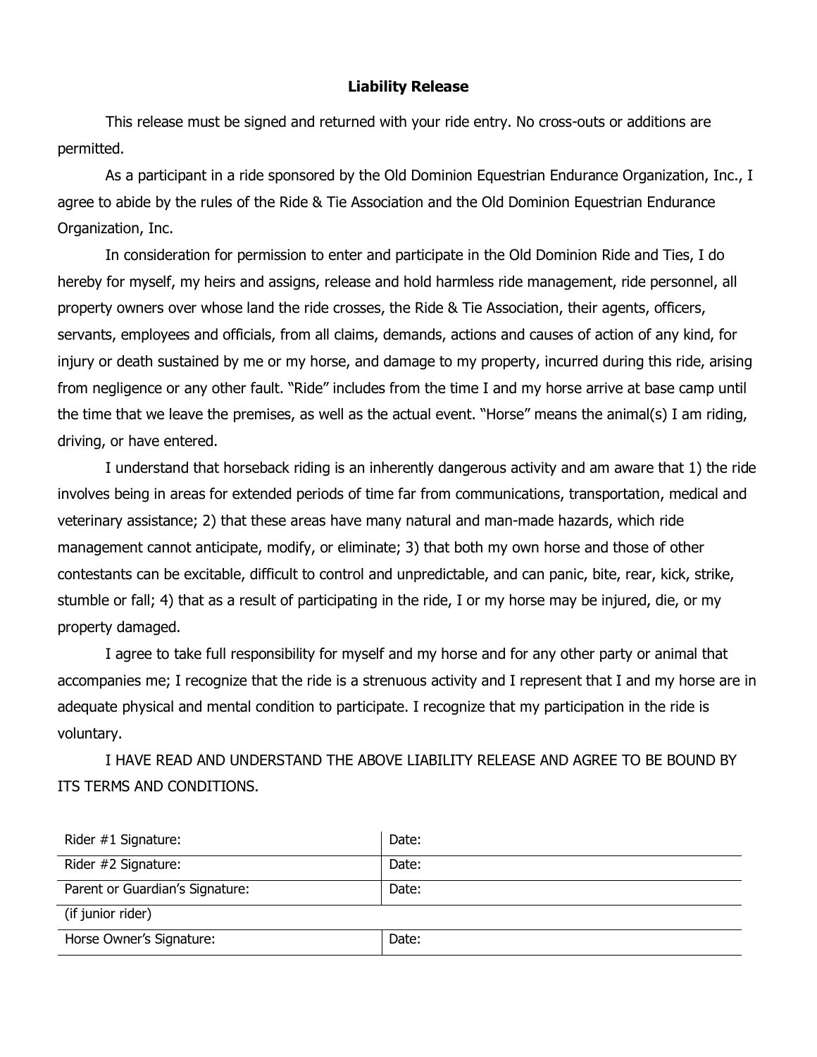## Liability Release

This release must be signed and returned with your ride entry. No cross-outs or additions are permitted.

As a participant in a ride sponsored by the Old Dominion Equestrian Endurance Organization, Inc., I agree to abide by the rules of the Ride & Tie Association and the Old Dominion Equestrian Endurance Organization, Inc.

In consideration for permission to enter and participate in the Old Dominion Ride and Ties, I do hereby for myself, my heirs and assigns, release and hold harmless ride management, ride personnel, all property owners over whose land the ride crosses, the Ride & Tie Association, their agents, officers, servants, employees and officials, from all claims, demands, actions and causes of action of any kind, for injury or death sustained by me or my horse, and damage to my property, incurred during this ride, arising from negligence or any other fault. "Ride" includes from the time I and my horse arrive at base camp until the time that we leave the premises, as well as the actual event. "Horse" means the animal(s) I am riding, driving, or have entered.

I understand that horseback riding is an inherently dangerous activity and am aware that 1) the ride involves being in areas for extended periods of time far from communications, transportation, medical and veterinary assistance; 2) that these areas have many natural and man-made hazards, which ride management cannot anticipate, modify, or eliminate; 3) that both my own horse and those of other contestants can be excitable, difficult to control and unpredictable, and can panic, bite, rear, kick, strike, stumble or fall; 4) that as a result of participating in the ride, I or my horse may be injured, die, or my property damaged.

I agree to take full responsibility for myself and my horse and for any other party or animal that accompanies me; I recognize that the ride is a strenuous activity and I represent that I and my horse are in adequate physical and mental condition to participate. I recognize that my participation in the ride is voluntary.

I HAVE READ AND UNDERSTAND THE ABOVE LIABILITY RELEASE AND AGREE TO BE BOUND BY ITS TERMS AND CONDITIONS.

| | |
|---|---|
| Rider #1 Signature: | Date: |
| Rider #2 Signature: | Date: |
| Parent or Guardian's Signature: | Date: |
| (if junior rider) | |
| Horse Owner's Signature: | Date: |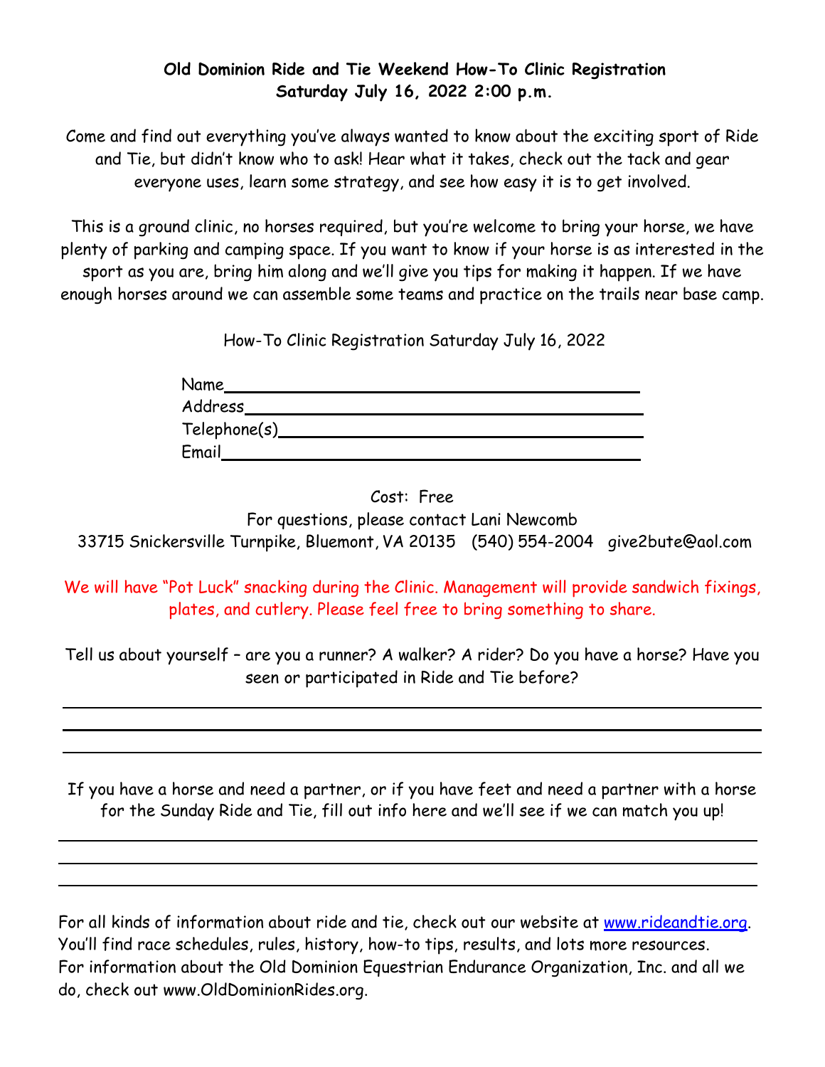**Old Dominion Ride and Tie Weekend How-To Clinic Registration**
**Saturday July 16, 2022 2:00 p.m.**

Come and find out everything you've always wanted to know about the exciting sport of Ride and Tie, but didn't know who to ask! Hear what it takes, check out the tack and gear everyone uses, learn some strategy, and see how easy it is to get involved.

This is a ground clinic, no horses required, but you're welcome to bring your horse, we have plenty of parking and camping space. If you want to know if your horse is as interested in the sport as you are, bring him along and we'll give you tips for making it happen. If we have enough horses around we can assemble some teams and practice on the trails near base camp.

How-To Clinic Registration Saturday July 16, 2022

Name\_\_\_\_\_\_\_\_\_\_\_\_\_\_\_\_\_\_\_\_\_\_\_\_\_\_\_\_\_\_\_\_\_\_\_\_\_\_\_\_

Address\_\_\_\_\_\_\_\_\_\_\_\_\_\_\_\_\_\_\_\_\_\_\_\_\_\_\_\_\_\_\_\_\_\_\_\_\_\_

Telephone(s)\_\_\_\_\_\_\_\_\_\_\_\_\_\_\_\_\_\_\_\_\_\_\_\_\_\_\_\_\_\_\_\_\_\_

Email\_\_\_\_\_\_\_\_\_\_\_\_\_\_\_\_\_\_\_\_\_\_\_\_\_\_\_\_\_\_\_\_\_\_\_\_\_\_\_\_

Cost: Free

For questions, please contact Lani Newcomb

33715 Snickersville Turnpike, Bluemont, VA 20135 (540) 554-2004 give2bute@aol.com

We will have "Pot Luck" snacking during the Clinic. Management will provide sandwich fixings, plates, and cutlery. Please feel free to bring something to share.

Tell us about yourself – are you a runner? A walker? A rider? Do you have a horse? Have you seen or participated in Ride and Tie before?

\_\_\_\_\_\_\_\_\_\_\_\_\_\_\_\_\_\_\_\_\_\_\_\_\_\_\_\_\_\_\_\_\_\_\_\_\_\_\_\_\_\_\_\_\_\_\_\_\_\_\_\_\_\_\_\_\_\_\_\_

\_\_\_\_\_\_\_\_\_\_\_\_\_\_\_\_\_\_\_\_\_\_\_\_\_\_\_\_\_\_\_\_\_\_\_\_\_\_\_\_\_\_\_\_\_\_\_\_\_\_\_\_\_\_\_\_\_\_\_\_

\_\_\_\_\_\_\_\_\_\_\_\_\_\_\_\_\_\_\_\_\_\_\_\_\_\_\_\_\_\_\_\_\_\_\_\_\_\_\_\_\_\_\_\_\_\_\_\_\_\_\_\_\_\_\_\_\_\_\_\_

If you have a horse and need a partner, or if you have feet and need a partner with a horse for the Sunday Ride and Tie, fill out info here and we'll see if we can match you up!

\_\_\_\_\_\_\_\_\_\_\_\_\_\_\_\_\_\_\_\_\_\_\_\_\_\_\_\_\_\_\_\_\_\_\_\_\_\_\_\_\_\_\_\_\_\_\_\_\_\_\_\_\_\_\_\_\_\_\_\_

\_\_\_\_\_\_\_\_\_\_\_\_\_\_\_\_\_\_\_\_\_\_\_\_\_\_\_\_\_\_\_\_\_\_\_\_\_\_\_\_\_\_\_\_\_\_\_\_\_\_\_\_\_\_\_\_\_\_\_\_

\_\_\_\_\_\_\_\_\_\_\_\_\_\_\_\_\_\_\_\_\_\_\_\_\_\_\_\_\_\_\_\_\_\_\_\_\_\_\_\_\_\_\_\_\_\_\_\_\_\_\_\_\_\_\_\_\_\_\_\_

For all kinds of information about ride and tie, check out our website at www.rideandtie.org. You'll find race schedules, rules, history, how-to tips, results, and lots more resources. For information about the Old Dominion Equestrian Endurance Organization, Inc. and all we do, check out www.OldDominionRides.org.